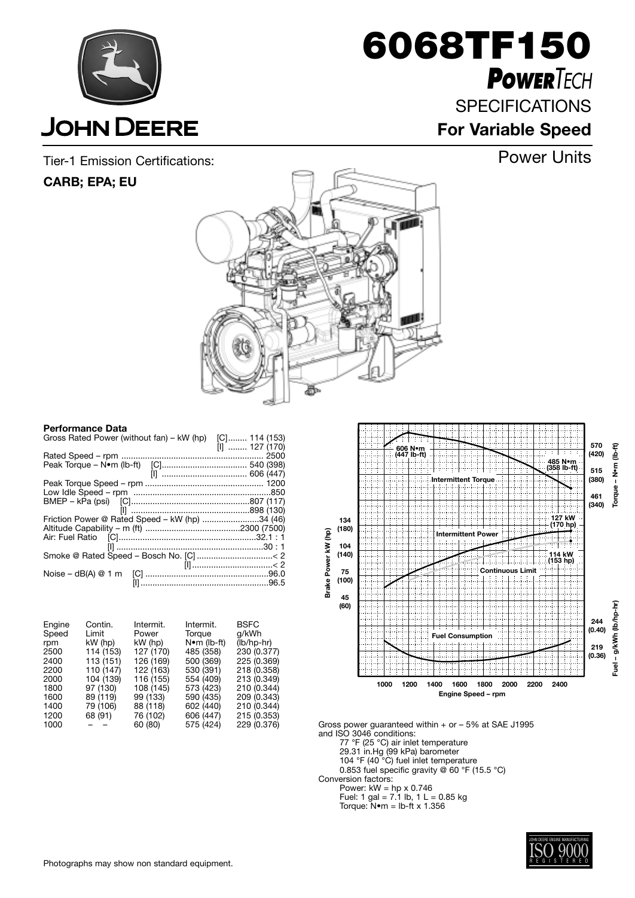# 6068TF150

## *POWERTECH*

## SPECIFICATIONS

## For Variable Speed

## Power Units

Tier-1 Emission Certifications:

**CARB; EPA; EU**

### Performance Data

| | | |
|---|---|---|
| Gross Rated Power (without fan) – kW (hp) | [C] | 114 (153) |
| | [I] | 127 (170) |
| Rated Speed – rpm | | 2500 |
| Peak Torque – N•m (lb-ft) | [C] | 540 (398) |
| | [I] | 606 (447) |
| Peak Torque Speed – rpm | | 1200 |
| Low Idle Speed – rpm | | 850 |
| BMEP – kPa (psi) | [C] | 807 (117) |
| | [I] | 898 (130) |
| Friction Power @ Rated Speed – kW (hp) | | 34 (46) |
| Altitude Capability – m (ft) | | 2300 (7500) |
| Air: Fuel Ratio | [C] | 32.1 : 1 |
| | [I] | 30 : 1 |
| Smoke @ Rated Speed – Bosch No. | [C] | < 2 |
| | [I] | < 2 |
| Noise – dB(A) @ 1 m | [C] | 96.0 |
| | [I] | 96.5 |

| Engine Speed rpm | Contin. Limit kW (hp) | Intermit. Power kW (hp) | Intermit. Torque N•m (lb-ft) | BSFC g/kWh (lb/hp-hr) |
|---|---|---|---|---|
| 2500 | 114 (153) | 127 (170) | 485 (358) | 230 (0.377) |
| 2400 | 113 (151) | 126 (169) | 500 (369) | 225 (0.369) |
| 2200 | 110 (147) | 122 (163) | 530 (391) | 218 (0.358) |
| 2000 | 104 (139) | 116 (155) | 554 (409) | 213 (0.349) |
| 1800 | 97 (130) | 108 (145) | 573 (423) | 210 (0.344) |
| 1600 | 89 (119) | 99 (133) | 590 (435) | 209 (0.343) |
| 1400 | 79 (106) | 88 (118) | 602 (440) | 210 (0.344) |
| 1200 | 68 (91) | 76 (102) | 606 (447) | 215 (0.353) |
| 1000 | – – | 60 (80) | 575 (424) | 229 (0.376) |

Gross power guaranteed within + or – 5% at SAE J1995 and ISO 3046 conditions:

- 77 °F (25 °C) air inlet temperature
- 29.31 in.Hg (99 kPa) barometer
- 104 °F (40 °C) fuel inlet temperature
- 0.853 fuel specific gravity @ 60 °F (15.5 °C)

Conversion factors:

- Power: kW = hp x 0.746
- Fuel: 1 gal = 7.1 lb, 1 L = 0.85 kg
- Torque: N•m = lb-ft x 1.356

Photographs may show non standard equipment.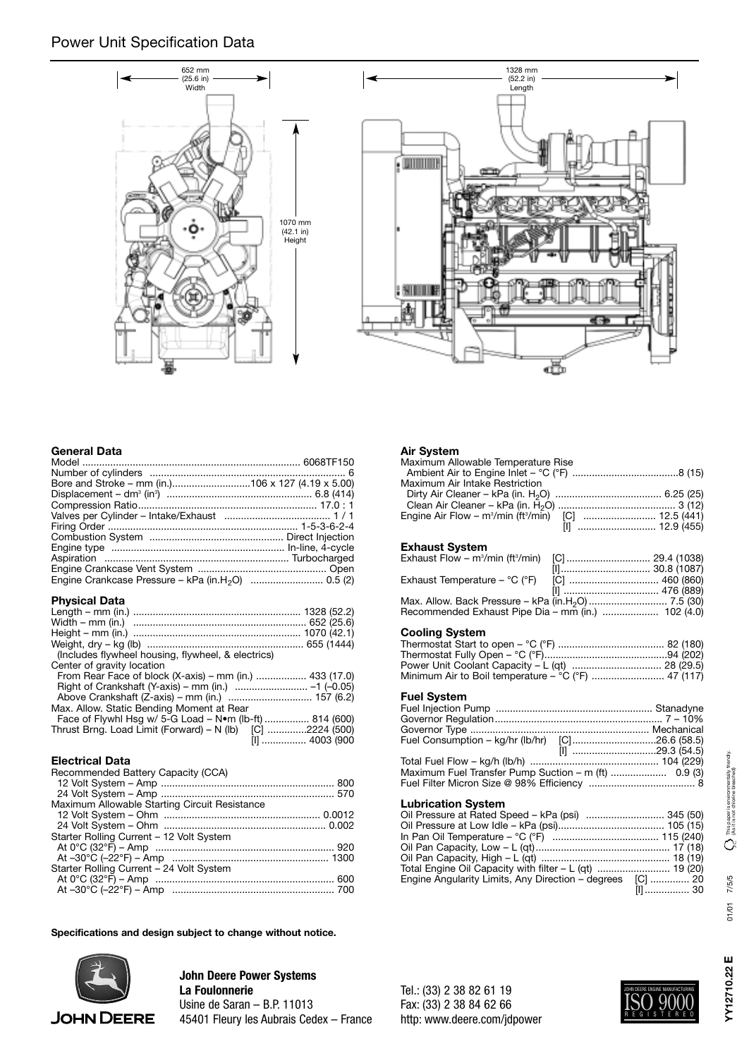# Power Unit Specification Data

652 mm
(25.6 in)
Width

1070 mm
(42.1 in)
Height

1328 mm
(52.2 in)
Length

## General Data

| | |
|---|---|
| Model | 6068TF150 |
| Number of cylinders | 6 |
| Bore and Stroke – mm (in.) | 106 x 127 (4.19 x 5.00) |
| Displacement – $dm^3$ ($in^3$) | 6.8 (414) |
| Compression Ratio | 17.0 : 1 |
| Valves per Cylinder – Intake/Exhaust | 1 / 1 |
| Firing Order | 1-5-3-6-2-4 |
| Combustion System | Direct Injection |
| Engine type | In-line, 4-cycle |
| Aspiration | Turbocharged |
| Engine Crankcase Vent System | Open |
| Engine Crankcase Pressure – kPa (in.$H_2O$) | 0.5 (2) |

## Physical Data

| | |
|---|---|
| Length – mm (in.) | 1328 (52.2) |
| Width – mm (in.) | 652 (25.6) |
| Height – mm (in.) | 1070 (42.1) |
| Weight, dry – kg (lb) | 655 (1444) |
| (Includes flywheel housing, flywheel, & electrics) | |
| Center of gravity location | |
| From Rear Face of block (X-axis) – mm (in.) | 433 (17.0) |
| Right of Crankshaft (Y-axis) – mm (in.) | –1 (–0.05) |
| Above Crankshaft (Z-axis) – mm (in.) | 157 (6.2) |
| Max. Allow. Static Bending Moment at Rear | |
| Face of Flywhl Hsg w/ 5-G Load – N•m (lb-ft) | 814 (600) |
| Thrust Brng. Load Limit (Forward) – N (lb) | [C] 2224 (500) |
| | [I] 4003 (900 |

## Electrical Data

| | |
|---|---|
| Recommended Battery Capacity (CCA) | |
| 12 Volt System – Amp | 800 |
| 24 Volt System – Amp | 570 |
| Maximum Allowable Starting Circuit Resistance | |
| 12 Volt System – Ohm | 0.0012 |
| 24 Volt System – Ohm | 0.002 |
| Starter Rolling Current – 12 Volt System | |
| At 0°C (32°F) – Amp | 920 |
| At –30°C (–22°F) – Amp | 1300 |
| Starter Rolling Current – 24 Volt System | |
| At 0°C (32°F) – Amp | 600 |
| At –30°C (–22°F) – Amp | 700 |

## Air System

| | |
|---|---|
| Maximum Allowable Temperature Rise | |
| Ambient Air to Engine Inlet – °C (°F) | 8 (15) |
| Maximum Air Intake Restriction | |
| Dirty Air Cleaner – kPa (in. $H_2O$) | 6.25 (25) |
| Clean Air Cleaner – kPa (in. $H_2O$) | 3 (12) |
| Engine Air Flow – $m^3$/min ($ft^3$/min) | [C] 12.5 (441) |
| | [I] 12.9 (455) |

## Exhaust System

| | |
|---|---|
| Exhaust Flow – $m^3$/min ($ft^3$/min) | [C] 29.4 (1038) |
| | [I] 30.8 (1087) |
| Exhaust Temperature – °C (°F) | [C] 460 (860) |
| | [I] 476 (889) |
| Max. Allow. Back Pressure – kPa (in.$H_2O$) | 7.5 (30) |
| Recommended Exhaust Pipe Dia – mm (in.) | 102 (4.0) |

## Cooling System

| | |
|---|---|
| Thermostat Start to open – °C (°F) | 82 (180) |
| Thermostat Fully Open – °C (°F) | 94 (202) |
| Power Unit Coolant Capacity – L (qt) | 28 (29.5) |
| Minimum Air to Boil temperature – °C (°F) | 47 (117) |

## Fuel System

| | |
|---|---|
| Fuel Injection Pump | Stanadyne |
| Governor Regulation | 7 – 10% |
| Governor Type | Mechanical |
| Fuel Consumption – kg/hr (lb/hr) | [C] 26.6 (58.5) |
| | [I] 29.3 (54.5) |
| Total Fuel Flow – kg/h (lb/h) | 104 (229) |
| Maximum Fuel Transfer Pump Suction – m (ft) | 0.9 (3) |
| Fuel Filter Micron Size @ 98% Efficiency | 8 |

## Lubrication System

| | |
|---|---|
| Oil Pressure at Rated Speed – kPa (psi) | 345 (50) |
| Oil Pressure at Low Idle – kPa (psi) | 105 (15) |
| In Pan Oil Temperature – °C (°F) | 115 (240) |
| Oil Pan Capacity, Low – L (qt) | 17 (18) |
| Oil Pan Capacity, High – L (qt) | 18 (19) |
| Total Engine Oil Capacity with filter – L (qt) | 19 (20) |
| Engine Angularity Limits, Any Direction – degrees | [C] 20 |
| | [I] 30 |

**Specifications and design subject to change without notice.**

JOHN DEERE

**John Deere Power Systems**
**La Foulonnerie**
Usine de Saran – B.P. 11013
45401 Fleury les Aubrais Cedex – France

Tel.: (33) 2 38 82 61 19
Fax: (33) 2 38 84 62 66
http: www.deere.com/jdpower

JOHN DEERE ENGINE MANUFACTURING ISO 9000 REGISTERED

This paper is environmentally friendly. (As it is not chlorine bleached)

01/01 7/5/5

**YY12710.22 E**